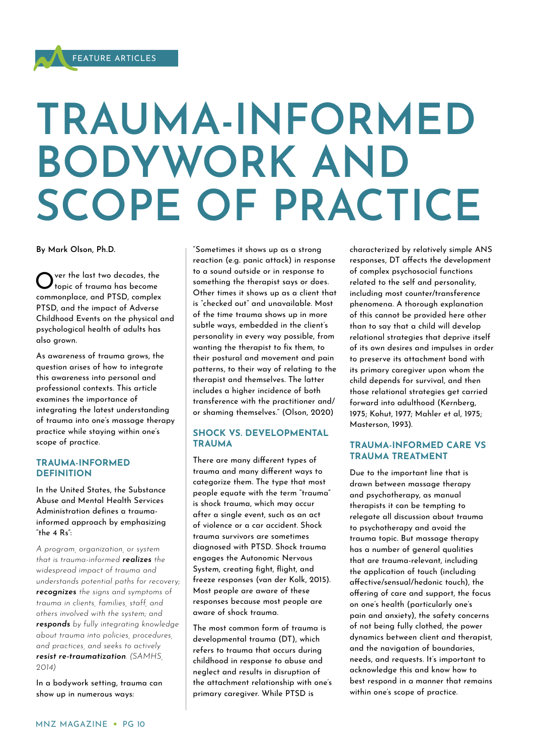FEATURE ARTICLES

# TRAUMA-INFORMED BODYWORK AND SCOPE OF PRACTICE

**By Mark Olson, Ph.D.**

Over the last two decades, the topic of trauma has become commonplace, and PTSD, complex PTSD, and the impact of Adverse Childhood Events on the physical and psychological health of adults has also grown.

As awareness of trauma grows, the question arises of how to integrate this awareness into personal and professional contexts. This article examines the importance of integrating the latest understanding of trauma into one's massage therapy practice while staying within one's scope of practice.

## TRAUMA-INFORMED DEFINITION

In the United States, the Substance Abuse and Mental Health Services Administration defines a trauma-informed approach by emphasizing "the 4 Rs":

*A program, organization, or system that is trauma-informed **realizes** the widespread impact of trauma and understands potential paths for recovery; **recognizes** the signs and symptoms of trauma in clients, families, staff, and others involved with the system; and **responds** by fully integrating knowledge about trauma into policies, procedures, and practices, and seeks to actively **resist re-traumatization**. (SAMHS, 2014)*

In a bodywork setting, trauma can show up in numerous ways:

"Sometimes it shows up as a strong reaction (e.g. panic attack) in response to a sound outside or in response to something the therapist says or does. Other times it shows up as a client that is "checked out" and unavailable. Most of the time trauma shows up in more subtle ways, embedded in the client's personality in every way possible, from wanting the therapist to fix them, to their postural and movement and pain patterns, to their way of relating to the therapist and themselves. The latter includes a higher incidence of both transference with the practitioner and/or shaming themselves." (Olson, 2020)

## SHOCK VS. DEVELOPMENTAL TRAUMA

There are many different types of trauma and many different ways to categorize them. The type that most people equate with the term "trauma" is shock trauma, which may occur after a single event, such as an act of violence or a car accident. Shock trauma survivors are sometimes diagnosed with PTSD. Shock trauma engages the Autonomic Nervous System, creating fight, flight, and freeze responses (van der Kolk, 2015). Most people are aware of these responses because most people are aware of shock trauma.

The most common form of trauma is developmental trauma (DT), which refers to trauma that occurs during childhood in response to abuse and neglect and results in disruption of the attachment relationship with one's primary caregiver. While PTSD is characterized by relatively simple ANS responses, DT affects the development of complex psychosocial functions related to the self and personality, including most counter/transference phenomena. A thorough explanation of this cannot be provided here other than to say that a child will develop relational strategies that deprive itself of its own desires and impulses in order to preserve its attachment bond with its primary caregiver upon whom the child depends for survival, and then those relational strategies get carried forward into adulthood (Kernberg, 1975; Kohut, 1977; Mahler et al, 1975; Masterson, 1993).

## TRAUMA-INFORMED CARE VS TRAUMA TREATMENT

Due to the important line that is drawn between massage therapy and psychotherapy, as manual therapists it can be tempting to relegate all discussion about trauma to psychotherapy and avoid the trauma topic. But massage therapy has a number of general qualities that are trauma-relevant, including the application of touch (including affective/sensual/hedonic touch), the offering of care and support, the focus on one's health (particularly one's pain and anxiety), the safety concerns of not being fully clothed, the power dynamics between client and therapist, and the navigation of boundaries, needs, and requests. It's important to acknowledge this and know how to best respond in a manner that remains within one's scope of practice.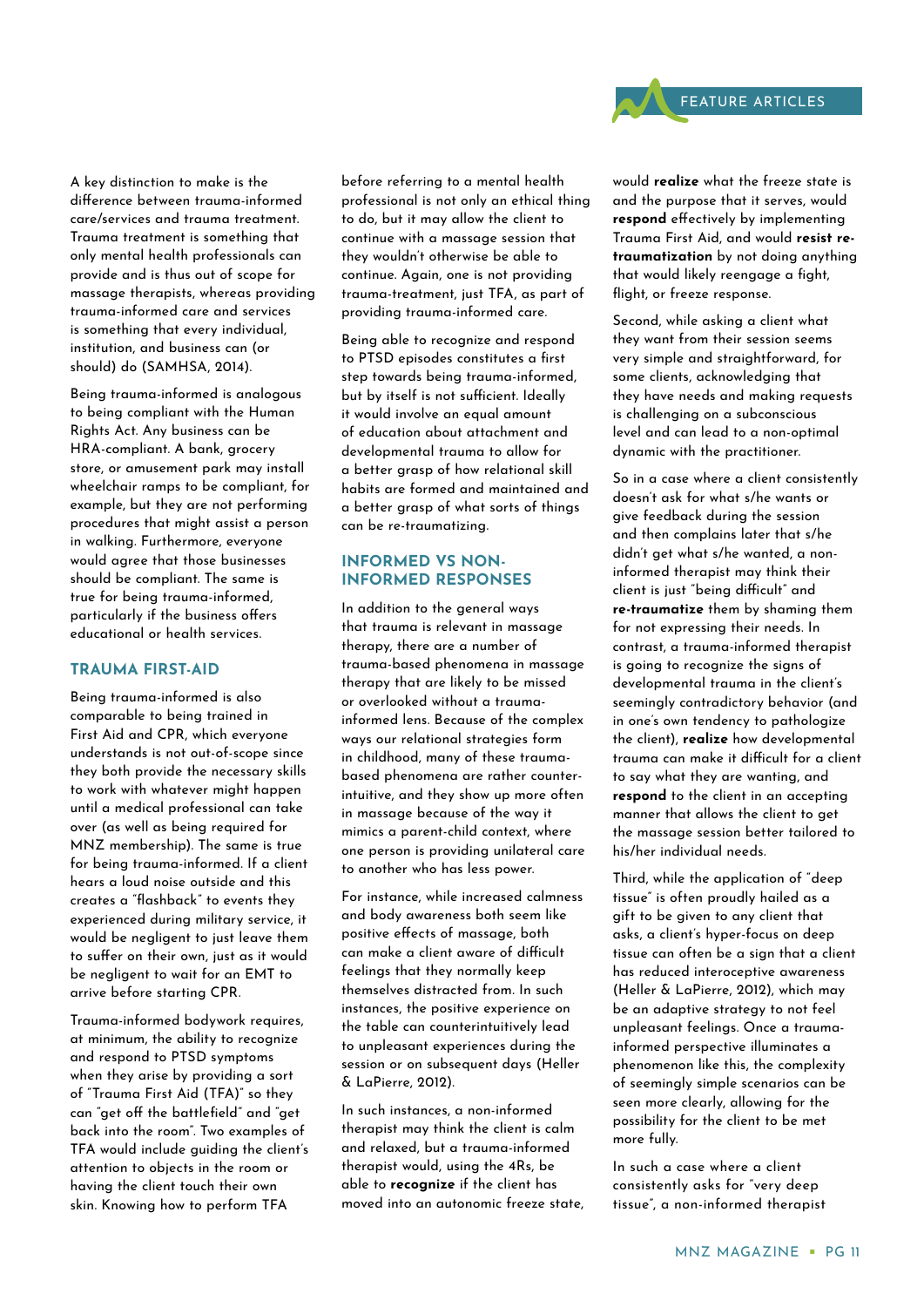A key distinction to make is the difference between trauma-informed care/services and trauma treatment. Trauma treatment is something that only mental health professionals can provide and is thus out of scope for massage therapists, whereas providing trauma-informed care and services is something that every individual, institution, and business can (or should) do (SAMHSA, 2014).

Being trauma-informed is analogous to being compliant with the Human Rights Act. Any business can be HRA-compliant. A bank, grocery store, or amusement park may install wheelchair ramps to be compliant, for example, but they are not performing procedures that might assist a person in walking. Furthermore, everyone would agree that those businesses should be compliant. The same is true for being trauma-informed, particularly if the business offers educational or health services.

## TRAUMA FIRST-AID

Being trauma-informed is also comparable to being trained in First Aid and CPR, which everyone understands is not out-of-scope since they both provide the necessary skills to work with whatever might happen until a medical professional can take over (as well as being required for MNZ membership). The same is true for being trauma-informed. If a client hears a loud noise outside and this creates a "flashback" to events they experienced during military service, it would be negligent to just leave them to suffer on their own, just as it would be negligent to wait for an EMT to arrive before starting CPR.

Trauma-informed bodywork requires, at minimum, the ability to recognize and respond to PTSD symptoms when they arise by providing a sort of "Trauma First Aid (TFA)" so they can "get off the battlefield" and "get back into the room". Two examples of TFA would include guiding the client's attention to objects in the room or having the client touch their own skin. Knowing how to perform TFA before referring to a mental health professional is not only an ethical thing to do, but it may allow the client to continue with a massage session that they wouldn't otherwise be able to continue. Again, one is not providing trauma-treatment, just TFA, as part of providing trauma-informed care.

Being able to recognize and respond to PTSD episodes constitutes a first step towards being trauma-informed, but by itself is not sufficient. Ideally it would involve an equal amount of education about attachment and developmental trauma to allow for a better grasp of how relational skill habits are formed and maintained and a better grasp of what sorts of things can be re-traumatizing.

## INFORMED VS NON-INFORMED RESPONSES

In addition to the general ways that trauma is relevant in massage therapy, there are a number of trauma-based phenomena in massage therapy that are likely to be missed or overlooked without a trauma-informed lens. Because of the complex ways our relational strategies form in childhood, many of these trauma-based phenomena are rather counter-intuitive, and they show up more often in massage because of the way it mimics a parent-child context, where one person is providing unilateral care to another who has less power.

For instance, while increased calmness and body awareness both seem like positive effects of massage, both can make a client aware of difficult feelings that they normally keep themselves distracted from. In such instances, the positive experience on the table can counterintuitively lead to unpleasant experiences during the session or on subsequent days (Heller & LaPierre, 2012).

In such instances, a non-informed therapist may think the client is calm and relaxed, but a trauma-informed therapist would, using the 4Rs, be able to **recognize** if the client has moved into an autonomic freeze state, would **realize** what the freeze state is and the purpose that it serves, would **respond** effectively by implementing Trauma First Aid, and would **resist re-traumatization** by not doing anything that would likely reengage a fight, flight, or freeze response.

Second, while asking a client what they want from their session seems very simple and straightforward, for some clients, acknowledging that they have needs and making requests is challenging on a subconscious level and can lead to a non-optimal dynamic with the practitioner.

So in a case where a client consistently doesn't ask for what s/he wants or give feedback during the session and then complains later that s/he didn't get what s/he wanted, a non-informed therapist may think their client is just "being difficult" and **re-traumatize** them by shaming them for not expressing their needs. In contrast, a trauma-informed therapist is going to recognize the signs of developmental trauma in the client's seemingly contradictory behavior (and in one's own tendency to pathologize the client), **realize** how developmental trauma can make it difficult for a client to say what they are wanting, and **respond** to the client in an accepting manner that allows the client to get the massage session better tailored to his/her individual needs.

Third, while the application of "deep tissue" is often proudly hailed as a gift to be given to any client that asks, a client's hyper-focus on deep tissue can often be a sign that a client has reduced interoceptive awareness (Heller & LaPierre, 2012), which may be an adaptive strategy to not feel unpleasant feelings. Once a trauma-informed perspective illuminates a phenomenon like this, the complexity of seemingly simple scenarios can be seen more clearly, allowing for the possibility for the client to be met more fully.

In such a case where a client consistently asks for "very deep tissue", a non-informed therapist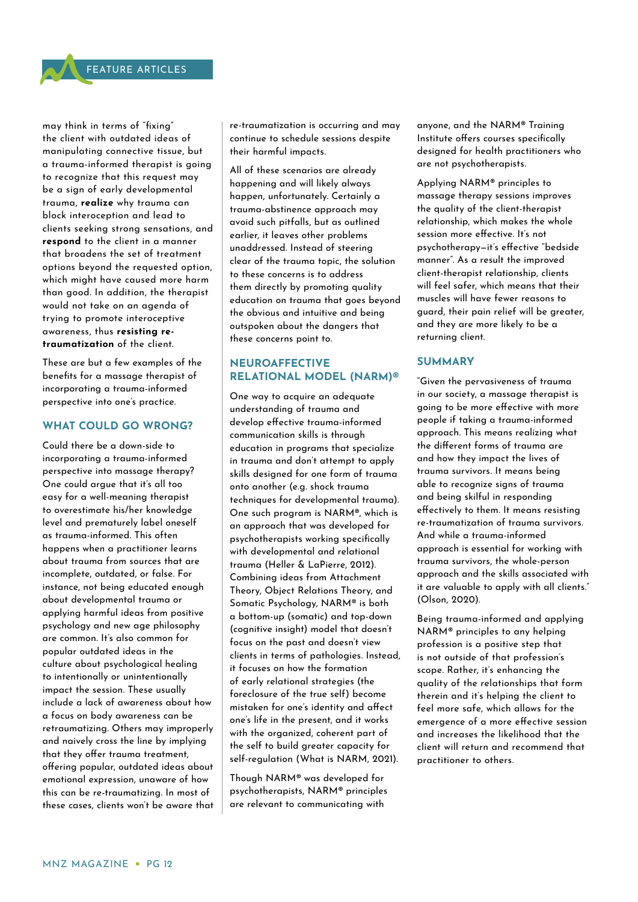may think in terms of "fixing" the client with outdated ideas of manipulating connective tissue, but a trauma-informed therapist is going to recognize that this request may be a sign of early developmental trauma, **realize** why trauma can block interoception and lead to clients seeking strong sensations, and **respond** to the client in a manner that broadens the set of treatment options beyond the requested option, which might have caused more harm than good. In addition, the therapist would not take on an agenda of trying to promote interoceptive awareness, thus **resisting re-traumatization** of the client.

These are but a few examples of the benefits for a massage therapist of incorporating a trauma-informed perspective into one's practice.

## WHAT COULD GO WRONG?

Could there be a down-side to incorporating a trauma-informed perspective into massage therapy? One could argue that it's all too easy for a well-meaning therapist to overestimate his/her knowledge level and prematurely label oneself as trauma-informed. This often happens when a practitioner learns about trauma from sources that are incomplete, outdated, or false. For instance, not being educated enough about developmental trauma or applying harmful ideas from positive psychology and new age philosophy are common. It's also common for popular outdated ideas in the culture about psychological healing to intentionally or unintentionally impact the session. These usually include a lack of awareness about how a focus on body awareness can be retraumatizing. Others may improperly and naively cross the line by implying that they offer trauma treatment, offering popular, outdated ideas about emotional expression, unaware of how this can be re-traumatizing. In most of these cases, clients won't be aware that re-traumatization is occurring and may continue to schedule sessions despite their harmful impacts.

All of these scenarios are already happening and will likely always happen, unfortunately. Certainly a trauma-abstinence approach may avoid such pitfalls, but as outlined earlier, it leaves other problems unaddressed. Instead of steering clear of the trauma topic, the solution to these concerns is to address them directly by promoting quality education on trauma that goes beyond the obvious and intuitive and being outspoken about the dangers that these concerns point to.

## NEUROAFFECTIVE RELATIONAL MODEL (NARM)®

One way to acquire an adequate understanding of trauma and develop effective trauma-informed communication skills is through education in programs that specialize in trauma and don't attempt to apply skills designed for one form of trauma onto another (e.g. shock trauma techniques for developmental trauma). One such program is NARM®, which is an approach that was developed for psychotherapists working specifically with developmental and relational trauma (Heller & LaPierre, 2012). Combining ideas from Attachment Theory, Object Relations Theory, and Somatic Psychology, NARM® is both a bottom-up (somatic) and top-down (cognitive insight) model that doesn't focus on the past and doesn't view clients in terms of pathologies. Instead, it focuses on how the formation of early relational strategies (the foreclosure of the true self) become mistaken for one's identity and affect one's life in the present, and it works with the organized, coherent part of the self to build greater capacity for self-regulation (What is NARM, 2021).

Though NARM® was developed for psychotherapists, NARM® principles are relevant to communicating with anyone, and the NARM® Training Institute offers courses specifically designed for health practitioners who are not psychotherapists.

Applying NARM® principles to massage therapy sessions improves the quality of the client-therapist relationship, which makes the whole session more effective. It's not psychotherapy—it's effective "bedside manner". As a result the improved client-therapist relationship, clients will feel safer, which means that their muscles will have fewer reasons to guard, their pain relief will be greater, and they are more likely to be a returning client.

## SUMMARY

"Given the pervasiveness of trauma in our society, a massage therapist is going to be more effective with more people if taking a trauma-informed approach. This means realizing what the different forms of trauma are and how they impact the lives of trauma survivors. It means being able to recognize signs of trauma and being skilful in responding effectively to them. It means resisting re-traumatization of trauma survivors. And while a trauma-informed approach is essential for working with trauma survivors, the whole-person approach and the skills associated with it are valuable to apply with all clients." (Olson, 2020).

Being trauma-informed and applying NARM® principles to any helping profession is a positive step that is not outside of that profession's scope. Rather, it's enhancing the quality of the relationships that form therein and it's helping the client to feel more safe, which allows for the emergence of a more effective session and increases the likelihood that the client will return and recommend that practitioner to others.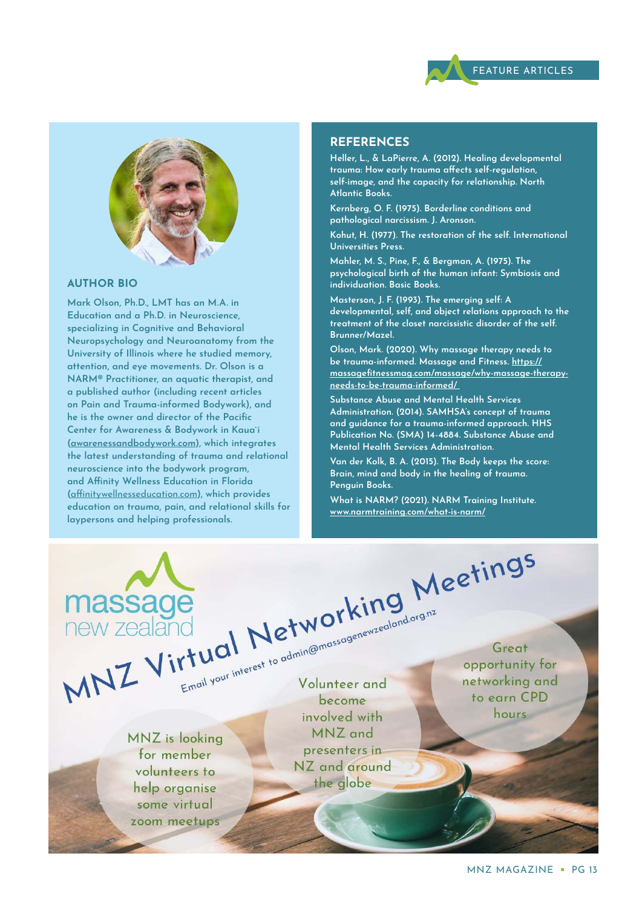## AUTHOR BIO

Mark Olson, Ph.D., LMT has an M.A. in Education and a Ph.D. in Neuroscience, specializing in Cognitive and Behavioral Neuropsychology and Neuroanatomy from the University of Illinois where he studied memory, attention, and eye movements. Dr. Olson is a NARM® Practitioner, an aquatic therapist, and a published author (including recent articles on Pain and Trauma-informed Bodywork), and he is the owner and director of the Pacific Center for Awareness & Bodywork in Kaua`i (awarenessandbodywork.com), which integrates the latest understanding of trauma and relational neuroscience into the bodywork program, and Affinity Wellness Education in Florida (affinitywellnesseducation.com), which provides education on trauma, pain, and relational skills for laypersons and helping professionals.

## REFERENCES

Heller, L., & LaPierre, A. (2012). Healing developmental trauma: How early trauma affects self-regulation, self-image, and the capacity for relationship. North Atlantic Books.

Kernberg, O. F. (1975). Borderline conditions and pathological narcissism. J. Aronson.

Kohut, H. (1977). The restoration of the self. International Universities Press.

Mahler, M. S., Pine, F., & Bergman, A. (1975). The psychological birth of the human infant: Symbiosis and individuation. Basic Books.

Masterson, J. F. (1993). The emerging self: A developmental, self, and object relations approach to the treatment of the closet narcissistic disorder of the self. Brunner/Mazel.

Olson, Mark. (2020). Why massage therapy needs to be trauma-informed. Massage and Fitness. https://massagefitnessmag.com/massage/why-massage-therapy-needs-to-be-trauma-informed/

Substance Abuse and Mental Health Services Administration. (2014). SAMHSA's concept of trauma and guidance for a trauma-informed approach. HHS Publication No. (SMA) 14-4884. Substance Abuse and Mental Health Services Administration.

Van der Kolk, B. A. (2015). The Body keeps the score: Brain, mind and body in the healing of trauma. Penguin Books.

What is NARM? (2021). NARM Training Institute. www.narmtraining.com/what-is-narm/

massage new zealand

MNZ Virtual Networking Meetings

Email your interest to admin@massagenewzealand.org.nz

MNZ is looking for member volunteers to help organise some virtual zoom meetups

Volunteer and become involved with MNZ and presenters in NZ and around the globe

Great opportunity for networking and to earn CPD hours